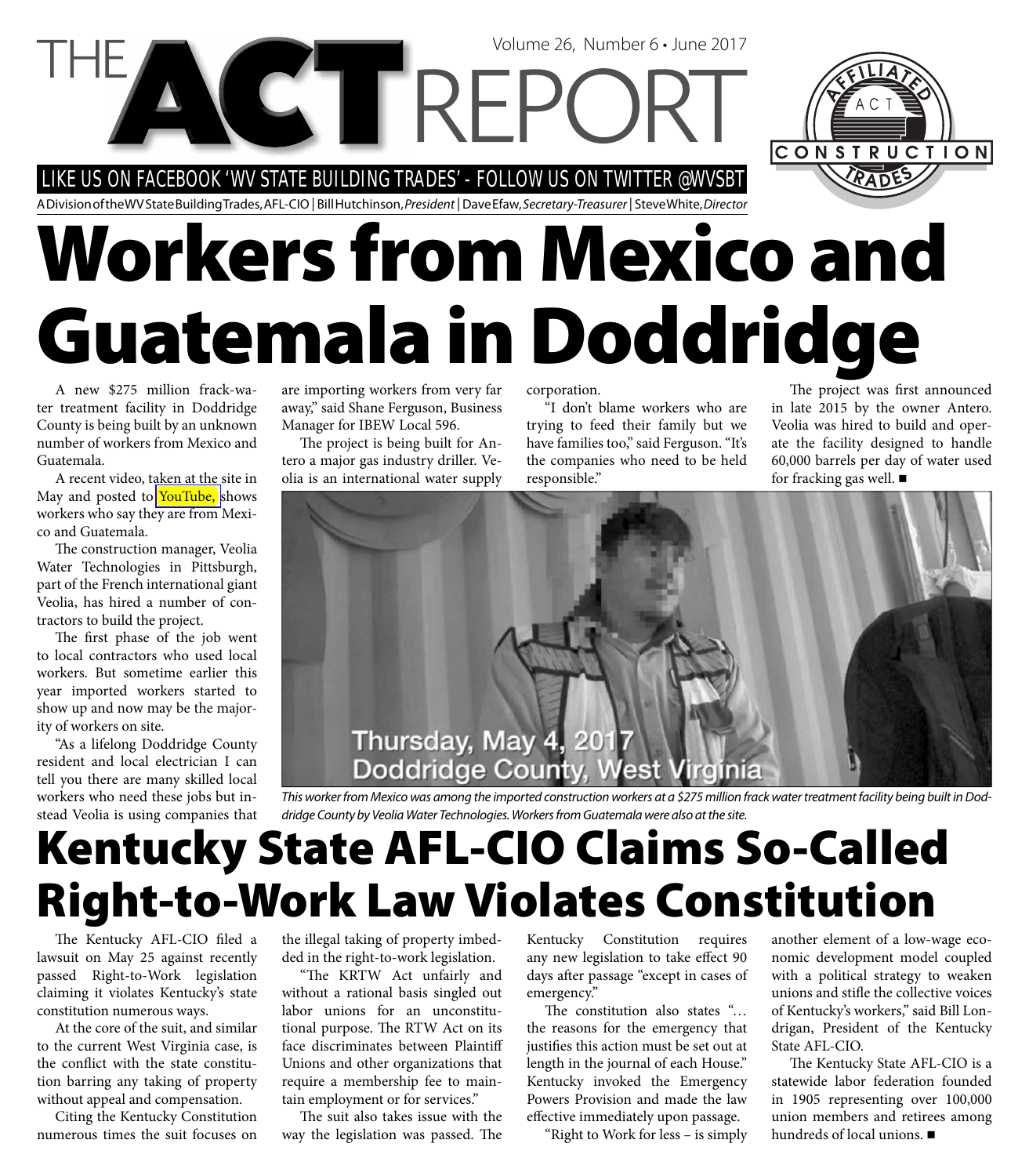# THE ACT REPORT

Volume 26, Number 6 • June 2017

LIKE US ON FACEBOOK 'WV STATE BUILDING TRADES' - FOLLOW US ON TWITTER @WVSBT

A Division of the WV State Building Trades, AFL-CIO | Bill Hutchinson, *President* | Dave Efaw, *Secretary-Treasurer* | Steve White, *Director*

# Workers from Mexico and Guatemala in Doddridge

A new $275 million frack-water treatment facility in Doddridge County is being built by an unknown number of workers from Mexico and Guatemala.

A recent video, taken at the site in May and posted to YouTube, shows workers who say they are from Mexico and Guatemala.

The construction manager, Veolia Water Technologies in Pittsburgh, part of the French international giant Veolia, has hired a number of contractors to build the project.

The first phase of the job went to local contractors who used local workers. But sometime earlier this year imported workers started to show up and now may be the majority of workers on site.

"As a lifelong Doddridge County resident and local electrician I can tell you there are many skilled local workers who need these jobs but instead Veolia is using companies that are importing workers from very far away," said Shane Ferguson, Business Manager for IBEW Local 596.

The project is being built for Antero a major gas industry driller. Veolia is an international water supply corporation.

"I don't blame workers who are trying to feed their family but we have families too," said Ferguson. "It's the companies who need to be held responsible."

The project was first announced in late 2015 by the owner Antero. Veolia was hired to build and operate the facility designed to handle 60,000 barrels per day of water used for fracking gas well. ■

*This worker from Mexico was among the imported construction workers at a $275 million frack water treatment facility being built in Doddridge County by Veolia Water Technologies. Workers from Guatemala were also at the site.*

# Kentucky State AFL-CIO Claims So-Called Right-to-Work Law Violates Constitution

The Kentucky AFL-CIO filed a lawsuit on May 25 against recently passed Right-to-Work legislation claiming it violates Kentucky's state constitution numerous ways.

At the core of the suit, and similar to the current West Virginia case, is the conflict with the state constitution barring any taking of property without appeal and compensation.

Citing the Kentucky Constitution numerous times the suit focuses on the illegal taking of property imbedded in the right-to-work legislation.

"The KRTW Act unfairly and without a rational basis singled out labor unions for an unconstitutional purpose. The RTW Act on its face discriminates between Plaintiff Unions and other organizations that require a membership fee to maintain employment or for services."

The suit also takes issue with the way the legislation was passed. The Kentucky Constitution requires any new legislation to take effect 90 days after passage "except in cases of emergency."

The constitution also states "… the reasons for the emergency that justifies this action must be set out at length in the journal of each House." Kentucky invoked the Emergency Powers Provision and made the law effective immediately upon passage.

"Right to Work for less – is simply another element of a low-wage economic development model coupled with a political strategy to weaken unions and stifle the collective voices of Kentucky's workers," said Bill Londrigan, President of the Kentucky State AFL-CIO.

The Kentucky State AFL-CIO is a statewide labor federation founded in 1905 representing over 100,000 union members and retirees among hundreds of local unions. ■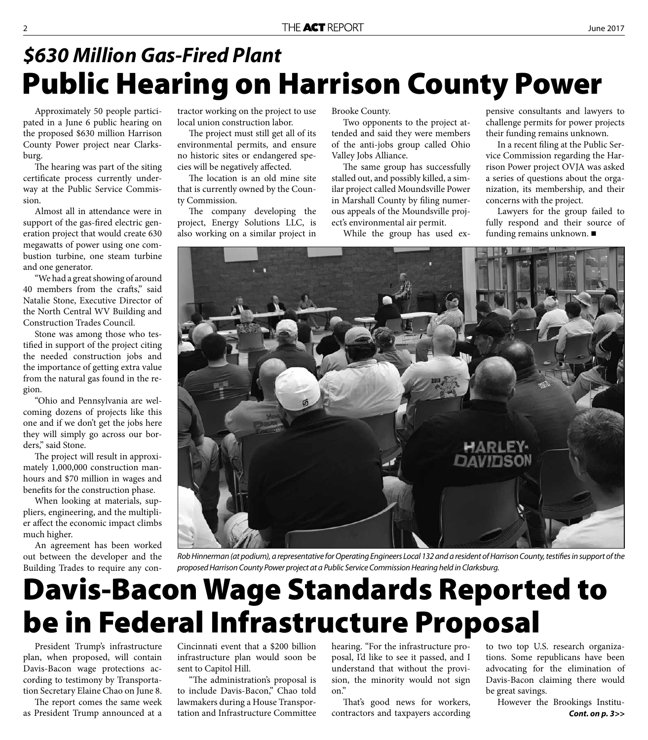## *$630 Million Gas-Fired Plant*

# Public Hearing on Harrison County Power

Approximately 50 people participated in a June 6 public hearing on the proposed $630 million Harrison County Power project near Clarksburg.

The hearing was part of the siting certificate process currently underway at the Public Service Commission.

Almost all in attendance were in support of the gas-fired electric generation project that would create 630 megawatts of power using one combustion turbine, one steam turbine and one generator.

"We had a great showing of around 40 members from the crafts," said Natalie Stone, Executive Director of the North Central WV Building and Construction Trades Council.

Stone was among those who testified in support of the project citing the needed construction jobs and the importance of getting extra value from the natural gas found in the region.

"Ohio and Pennsylvania are welcoming dozens of projects like this one and if we don't get the jobs here they will simply go across our borders," said Stone.

The project will result in approximately 1,000,000 construction manhours and $70 million in wages and benefits for the construction phase.

When looking at materials, suppliers, engineering, and the multiplier affect the economic impact climbs much higher.

An agreement has been worked out between the developer and the Building Trades to require any contractor working on the project to use local union construction labor.

The project must still get all of its environmental permits, and ensure no historic sites or endangered species will be negatively affected.

The location is an old mine site that is currently owned by the County Commission.

The company developing the project, Energy Solutions LLC, is also working on a similar project in Brooke County.

Two opponents to the project attended and said they were members of the anti-jobs group called Ohio Valley Jobs Alliance.

The same group has successfully stalled out, and possibly killed, a similar project called Moundsville Power in Marshall County by filing numerous appeals of the Moundsville project's environmental air permit.

While the group has used expensive consultants and lawyers to challenge permits for power projects their funding remains unknown.

In a recent filing at the Public Service Commission regarding the Harrison Power project OVJA was asked a series of questions about the organization, its membership, and their concerns with the project.

Lawyers for the group failed to fully respond and their source of funding remains unknown. ■

*Rob Hinnerman (at podium), a representative for Operating Engineers Local 132 and a resident of Harrison County, testifies in support of the proposed Harrison County Power project at a Public Service Commission Hearing held in Clarksburg.*

# Davis-Bacon Wage Standards Reported to be in Federal Infrastructure Proposal

President Trump's infrastructure plan, when proposed, will contain Davis-Bacon wage protections according to testimony by Transportation Secretary Elaine Chao on June 8.

The report comes the same week as President Trump announced at a Cincinnati event that a $200 billion infrastructure plan would soon be sent to Capitol Hill.

"The administration's proposal is to include Davis-Bacon," Chao told lawmakers during a House Transportation and Infrastructure Committee hearing. "For the infrastructure proposal, I'd like to see it passed, and I understand that without the provision, the minority would not sign on."

That's good news for workers, contractors and taxpayers according to two top U.S. research organizations. Some republicans have been advocating for the elimination of Davis-Bacon claiming there would be great savings.

However the Brookings Institu-

***Cont. on p. 3>>***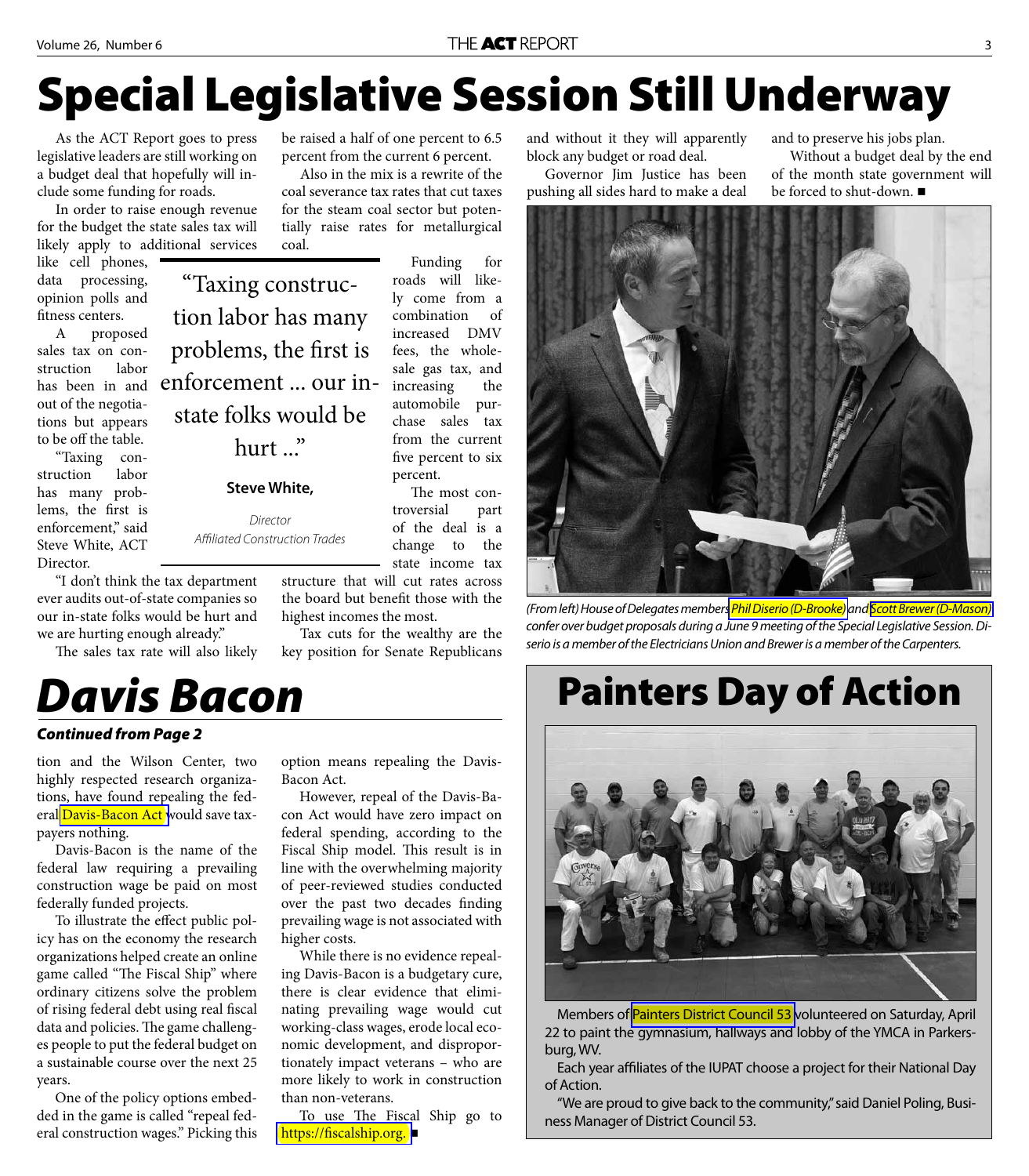# Special Legislative Session Still Underway

As the ACT Report goes to press legislative leaders are still working on a budget deal that hopefully will include some funding for roads.

In order to raise enough revenue for the budget the state sales tax will likely apply to additional services like cell phones, data processing, opinion polls and fitness centers.

A proposed sales tax on construction labor has been in and out of the negotiations but appears to be off the table.

"Taxing construction labor has many problems, the first is enforcement," said Steve White, ACT Director.

"I don't think the tax department ever audits out-of-state companies so our in-state folks would be hurt and we are hurting enough already."

The sales tax rate will also likely be raised a half of one percent to 6.5 percent from the current 6 percent.

Also in the mix is a rewrite of the coal severance tax rates that cut taxes for the steam coal sector but potentially raise rates for metallurgical coal.

> "Taxing construction labor has many problems, the first is enforcement ... our in-state folks would be hurt ..."
>
> **Steve White,**
>
> *Director*
> *Affiliated Construction Trades*

Funding for roads will likely come from a combination of increased DMV fees, the wholesale gas tax, and increasing the automobile purchase sales tax from the current five percent to six percent.

The most controversial part of the deal is a change to the state income tax structure that will cut rates across the board but benefit those with the highest incomes the most.

Tax cuts for the wealthy are the key position for Senate Republicans and without it they will apparently block any budget or road deal.

Governor Jim Justice has been pushing all sides hard to make a deal and to preserve his jobs plan.

Without a budget deal by the end of the month state government will be forced to shut-down. ■

*(From left) House of Delegates members Phil Diserio (D-Brooke) and Scott Brewer (D-Mason) confer over budget proposals during a June 9 meeting of the Special Legislative Session. Diserio is a member of the Electricians Union and Brewer is a member of the Carpenters.*

# *Davis Bacon*

***Continued from Page 2***

tion and the Wilson Center, two highly respected research organizations, have found repealing the federal Davis-Bacon Act would save taxpayers nothing.

Davis-Bacon is the name of the federal law requiring a prevailing construction wage be paid on most federally funded projects.

To illustrate the effect public policy has on the economy the research organizations helped create an online game called "The Fiscal Ship" where ordinary citizens solve the problem of rising federal debt using real fiscal data and policies. The game challenges people to put the federal budget on a sustainable course over the next 25 years.

One of the policy options embedded in the game is called "repeal federal construction wages." Picking this option means repealing the Davis-Bacon Act.

However, repeal of the Davis-Bacon Act would have zero impact on federal spending, according to the Fiscal Ship model. This result is in line with the overwhelming majority of peer-reviewed studies conducted over the past two decades finding prevailing wage is not associated with higher costs.

While there is no evidence repealing Davis-Bacon is a budgetary cure, there is clear evidence that eliminating prevailing wage would cut working-class wages, erode local economic development, and disproportionately impact veterans – who are more likely to work in construction than non-veterans.

To use The Fiscal Ship go to https://fiscalship.org. ■

# Painters Day of Action

Members of Painters District Council 53 volunteered on Saturday, April 22 to paint the gymnasium, hallways and lobby of the YMCA in Parkersburg, WV.

Each year affiliates of the IUPAT choose a project for their National Day of Action.

"We are proud to give back to the community," said Daniel Poling, Business Manager of District Council 53.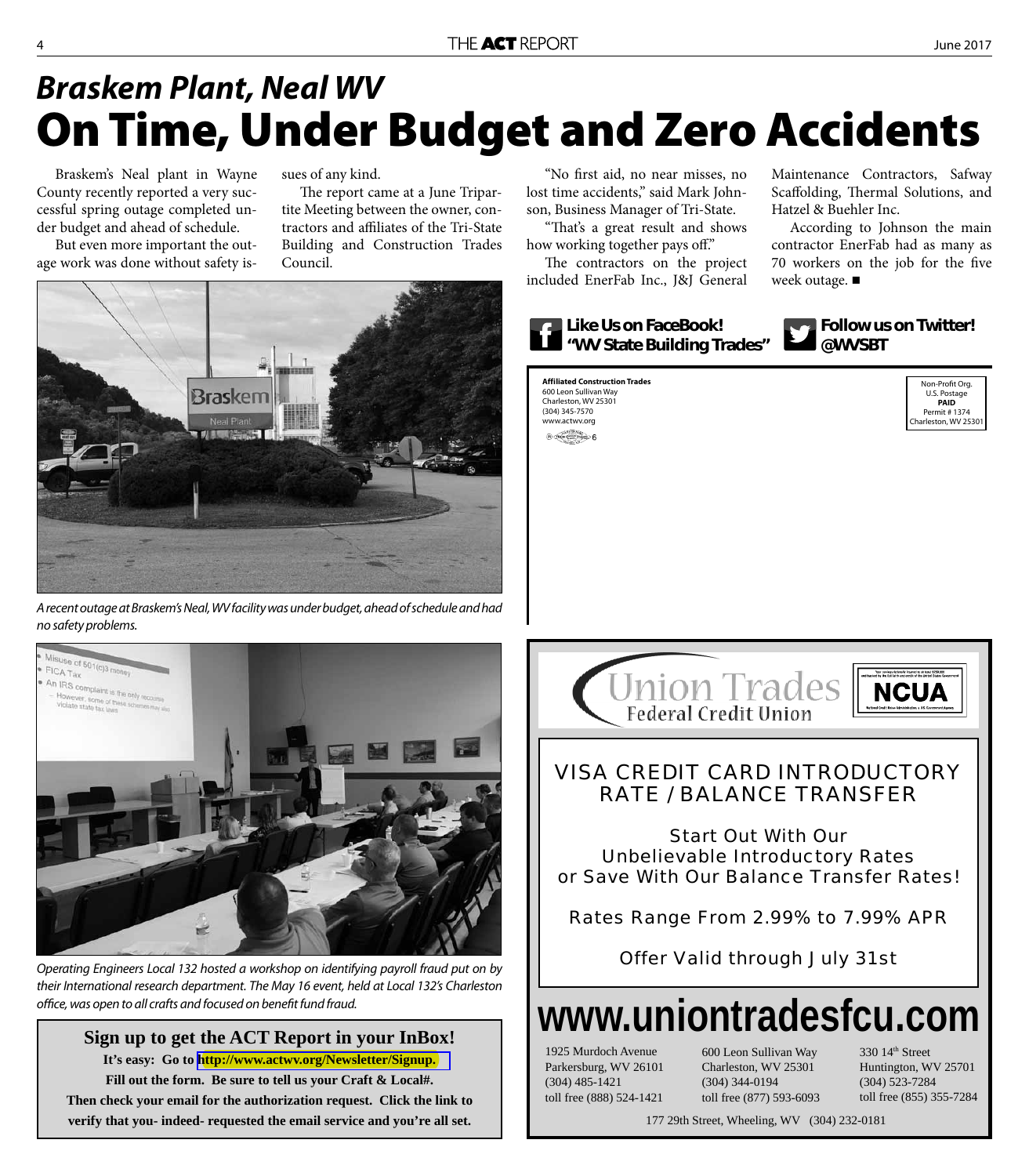## *Braskem Plant, Neal WV*

# On Time, Under Budget and Zero Accidents

Braskem's Neal plant in Wayne County recently reported a very successful spring outage completed under budget and ahead of schedule.

But even more important the outage work was done without safety issues of any kind.

The report came at a June Tripartite Meeting between the owner, contractors and affiliates of the Tri-State Building and Construction Trades Council.

"No first aid, no near misses, no lost time accidents," said Mark Johnson, Business Manager of Tri-State.

"That's a great result and shows how working together pays off."

The contractors on the project included EnerFab Inc., J&J General Maintenance Contractors, Safway Scaffolding, Thermal Solutions, and Hatzel & Buehler Inc.

According to Johnson the main contractor EnerFab had as many as 70 workers on the job for the five week outage. ■

*A recent outage at Braskem's Neal, WV facility was under budget, ahead of schedule and had no safety problems.*

*Operating Engineers Local 132 hosted a workshop on identifying payroll fraud put on by their International research department. The May 16 event, held at Local 132's Charleston office, was open to all crafts and focused on benefit fund fraud.*

**Sign up to get the ACT Report in your InBox!**

**It's easy: Go to http://www.actwv.org/Newsletter/Signup.**

**Fill out the form. Be sure to tell us your Craft & Local#.**

**Then check your email for the authorization request. Click the link to verify that you- indeed- requested the email service and you're all set.**

**Like Us on FaceBook! "WV State Building Trades"**

**Follow us on Twitter! @WVSBT**

**Affiliated Construction Trades**
600 Leon Sullivan Way
Charleston, WV 25301
(304) 345-7570
www.actwv.org

Non-Profit Org.
U.S. Postage
**PAID**
Permit # 1374
Charleston, WV 25301

Union Trades Federal Credit Union

NCUA

VISA CREDIT CARD INTRODUCTORY RATE / BALANCE TRANSFER

Start Out With Our Unbelievable Introductory Rates or Save With Our Balance Transfer Rates!

Rates Range From 2.99% to 7.99% APR

Offer Valid through July 31st

**www.uniontradesfcu.com**

1925 Murdoch Avenue
Parkersburg, WV 26101
(304) 485-1421
toll free (888) 524-1421

600 Leon Sullivan Way
Charleston, WV 25301
(304) 344-0194
toll free (877) 593-6093

330 14th Street
Huntington, WV 25701
(304) 523-7284
toll free (855) 355-7284

177 29th Street, Wheeling, WV (304) 232-0181